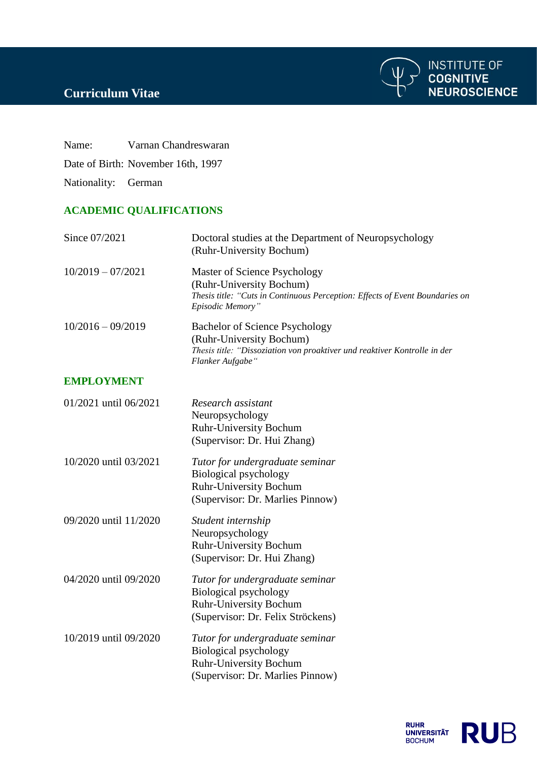# Curriculum Vitae

Name: Varnan Chandreswaran

Date of Birth: November 16th, 1997

Nationality: German

## ACADEMIC QUALIFICATIONS

| | |
|---|---|
| Since 07/2021 | Doctoral studies at the Department of Neuropsychology (Ruhr-University Bochum) |
| 10/2019 – 07/2021 | Master of Science Psychology (Ruhr-University Bochum) *Thesis title: "Cuts in Continuous Perception: Effects of Event Boundaries on Episodic Memory"* |
| 10/2016 – 09/2019 | Bachelor of Science Psychology (Ruhr-University Bochum) *Thesis title: "Dissoziation von proaktiver und reaktiver Kontrolle in der Flanker Aufgabe"* |

## EMPLOYMENT

| | |
|---|---|
| 01/2021 until 06/2021 | *Research assistant* Neuropsychology Ruhr-University Bochum (Supervisor: Dr. Hui Zhang) |
| 10/2020 until 03/2021 | *Tutor for undergraduate seminar* Biological psychology Ruhr-University Bochum (Supervisor: Dr. Marlies Pinnow) |
| 09/2020 until 11/2020 | *Student internship* Neuropsychology Ruhr-University Bochum (Supervisor: Dr. Hui Zhang) |
| 04/2020 until 09/2020 | *Tutor for undergraduate seminar* Biological psychology Ruhr-University Bochum (Supervisor: Dr. Felix Ströckens) |
| 10/2019 until 09/2020 | *Tutor for undergraduate seminar* Biological psychology Ruhr-University Bochum (Supervisor: Dr. Marlies Pinnow) |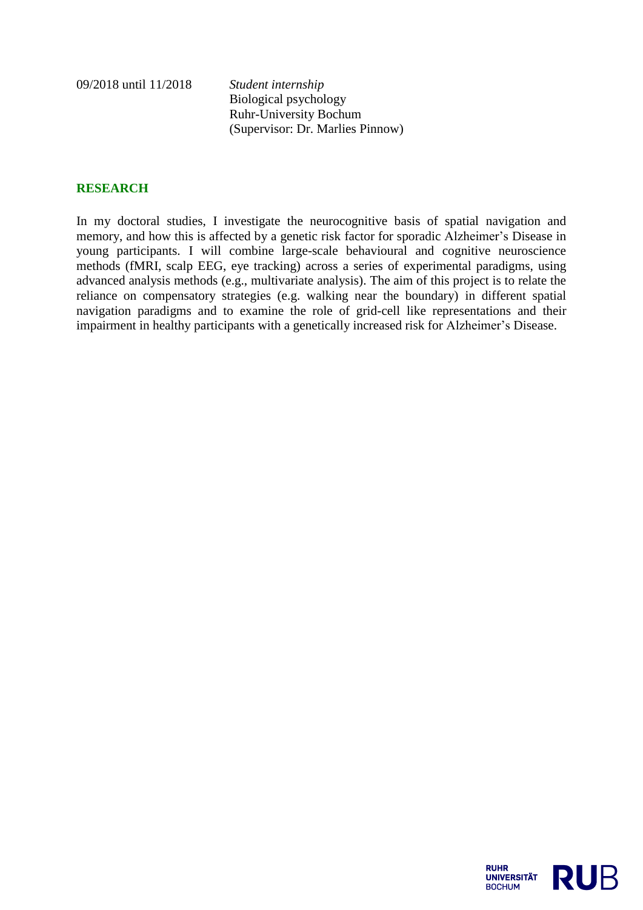09/2018 until 11/2018    *Student internship*
Biological psychology
Ruhr-University Bochum
(Supervisor: Dr. Marlies Pinnow)

## RESEARCH

In my doctoral studies, I investigate the neurocognitive basis of spatial navigation and memory, and how this is affected by a genetic risk factor for sporadic Alzheimer's Disease in young participants. I will combine large-scale behavioural and cognitive neuroscience methods (fMRI, scalp EEG, eye tracking) across a series of experimental paradigms, using advanced analysis methods (e.g., multivariate analysis). The aim of this project is to relate the reliance on compensatory strategies (e.g. walking near the boundary) in different spatial navigation paradigms and to examine the role of grid-cell like representations and their impairment in healthy participants with a genetically increased risk for Alzheimer's Disease.